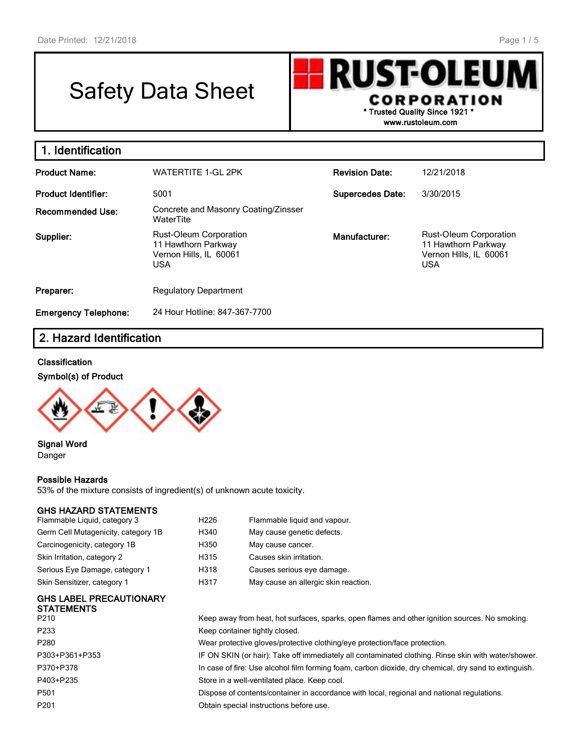Date Printed: 12/21/2018

# Safety Data Sheet

**RUST-OLEUM CORPORATION**
\* Trusted Quality Since 1921 \*
www.rustoleum.com

## 1. Identification

| | | | |
|---|---|---|---|
| **Product Name:** | WATERTITE 1-GL 2PK | **Revision Date:** | 12/21/2018 |
| **Product Identifier:** | 5001 | **Supercedes Date:** | 3/30/2015 |
| **Recommended Use:** | Concrete and Masonry Coating/Zinsser WaterTite | | |
| **Supplier:** | Rust-Oleum Corporation<br>11 Hawthorn Parkway<br>Vernon Hills, IL 60061<br>USA | **Manufacturer:** | Rust-Oleum Corporation<br>11 Hawthorn Parkway<br>Vernon Hills, IL 60061<br>USA |
| **Preparer:** | Regulatory Department | | |
| **Emergency Telephone:** | 24 Hour Hotline: 847-367-7700 | | |

## 2. Hazard Identification

### Classification

**Symbol(s) of Product**

**Signal Word**
Danger

**Possible Hazards**
53% of the mixture consists of ingredient(s) of unknown acute toxicity.

### GHS HAZARD STATEMENTS

| | | |
|---|---|---|
| Flammable Liquid, category 3 | H226 | Flammable liquid and vapour. |
| Germ Cell Mutagenicity, category 1B | H340 | May cause genetic defects. |
| Carcinogenicity, category 1B | H350 | May cause cancer. |
| Skin Irritation, category 2 | H315 | Causes skin irritation. |
| Serious Eye Damage, category 1 | H318 | Causes serious eye damage. |
| Skin Sensitizer, category 1 | H317 | May cause an allergic skin reaction. |

### GHS LABEL PRECAUTIONARY STATEMENTS

| | |
|---|---|
| P210 | Keep away from heat, hot surfaces, sparks, open flames and other ignition sources. No smoking. |
| P233 | Keep container tightly closed. |
| P280 | Wear protective gloves/protective clothing/eye protection/face protection. |
| P303+P361+P353 | IF ON SKIN (or hair): Take off immediately all contaminated clothing. Rinse skin with water/shower. |
| P370+P378 | In case of fire: Use alcohol film forming foam, carbon dioxide, dry chemical, dry sand to extinguish. |
| P403+P235 | Store in a well-ventilated place. Keep cool. |
| P501 | Dispose of contents/container in accordance with local, regional and national regulations. |
| P201 | Obtain special instructions before use. |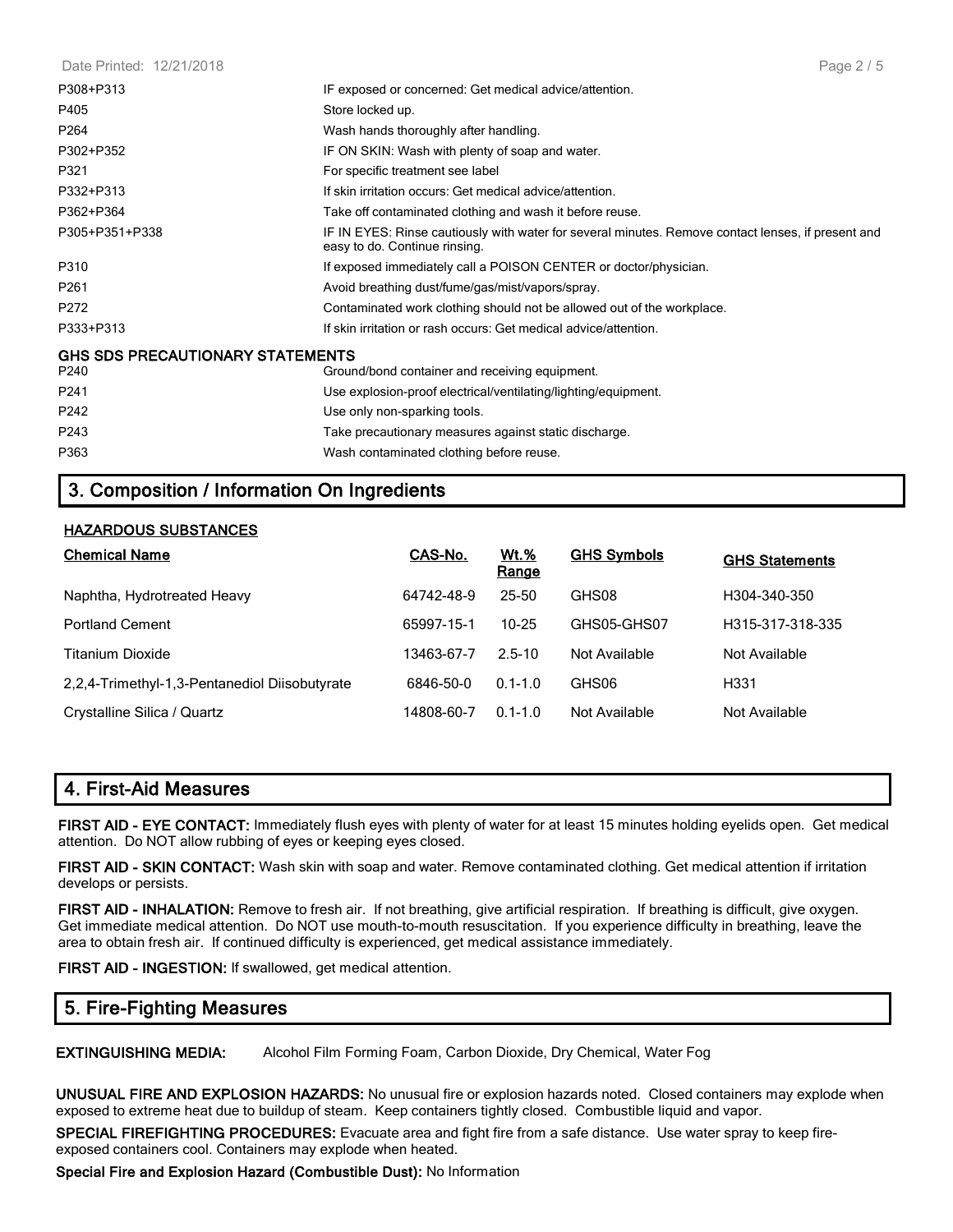| | |
|---|---|
| P308+P313 | IF exposed or concerned: Get medical advice/attention. |
| P405 | Store locked up. |
| P264 | Wash hands thoroughly after handling. |
| P302+P352 | IF ON SKIN: Wash with plenty of soap and water. |
| P321 | For specific treatment see label |
| P332+P313 | If skin irritation occurs: Get medical advice/attention. |
| P362+P364 | Take off contaminated clothing and wash it before reuse. |
| P305+P351+P338 | IF IN EYES: Rinse cautiously with water for several minutes. Remove contact lenses, if present and easy to do. Continue rinsing. |
| P310 | If exposed immediately call a POISON CENTER or doctor/physician. |
| P261 | Avoid breathing dust/fume/gas/mist/vapors/spray. |
| P272 | Contaminated work clothing should not be allowed out of the workplace. |
| P333+P313 | If skin irritation or rash occurs: Get medical advice/attention. |

**GHS SDS PRECAUTIONARY STATEMENTS**

| | |
|---|---|
| P240 | Ground/bond container and receiving equipment. |
| P241 | Use explosion-proof electrical/ventilating/lighting/equipment. |
| P242 | Use only non-sparking tools. |
| P243 | Take precautionary measures against static discharge. |
| P363 | Wash contaminated clothing before reuse. |

## 3. Composition / Information On Ingredients

**HAZARDOUS SUBSTANCES**

| Chemical Name | CAS-No. | Wt.% Range | GHS Symbols | GHS Statements |
|---|---|---|---|---|
| Naphtha, Hydrotreated Heavy | 64742-48-9 | 25-50 | GHS08 | H304-340-350 |
| Portland Cement | 65997-15-1 | 10-25 | GHS05-GHS07 | H315-317-318-335 |
| Titanium Dioxide | 13463-67-7 | 2.5-10 | Not Available | Not Available |
| 2,2,4-Trimethyl-1,3-Pentanediol Diisobutyrate | 6846-50-0 | 0.1-1.0 | GHS06 | H331 |
| Crystalline Silica / Quartz | 14808-60-7 | 0.1-1.0 | Not Available | Not Available |

## 4. First-Aid Measures

**FIRST AID - EYE CONTACT:** Immediately flush eyes with plenty of water for at least 15 minutes holding eyelids open. Get medical attention. Do NOT allow rubbing of eyes or keeping eyes closed.

**FIRST AID - SKIN CONTACT:** Wash skin with soap and water. Remove contaminated clothing. Get medical attention if irritation develops or persists.

**FIRST AID - INHALATION:** Remove to fresh air. If not breathing, give artificial respiration. If breathing is difficult, give oxygen. Get immediate medical attention. Do NOT use mouth-to-mouth resuscitation. If you experience difficulty in breathing, leave the area to obtain fresh air. If continued difficulty is experienced, get medical assistance immediately.

**FIRST AID - INGESTION:** If swallowed, get medical attention.

## 5. Fire-Fighting Measures

**EXTINGUISHING MEDIA:** Alcohol Film Forming Foam, Carbon Dioxide, Dry Chemical, Water Fog

**UNUSUAL FIRE AND EXPLOSION HAZARDS:** No unusual fire or explosion hazards noted. Closed containers may explode when exposed to extreme heat due to buildup of steam. Keep containers tightly closed. Combustible liquid and vapor.

**SPECIAL FIREFIGHTING PROCEDURES:** Evacuate area and fight fire from a safe distance. Use water spray to keep fire-exposed containers cool. Containers may explode when heated.

**Special Fire and Explosion Hazard (Combustible Dust):** No Information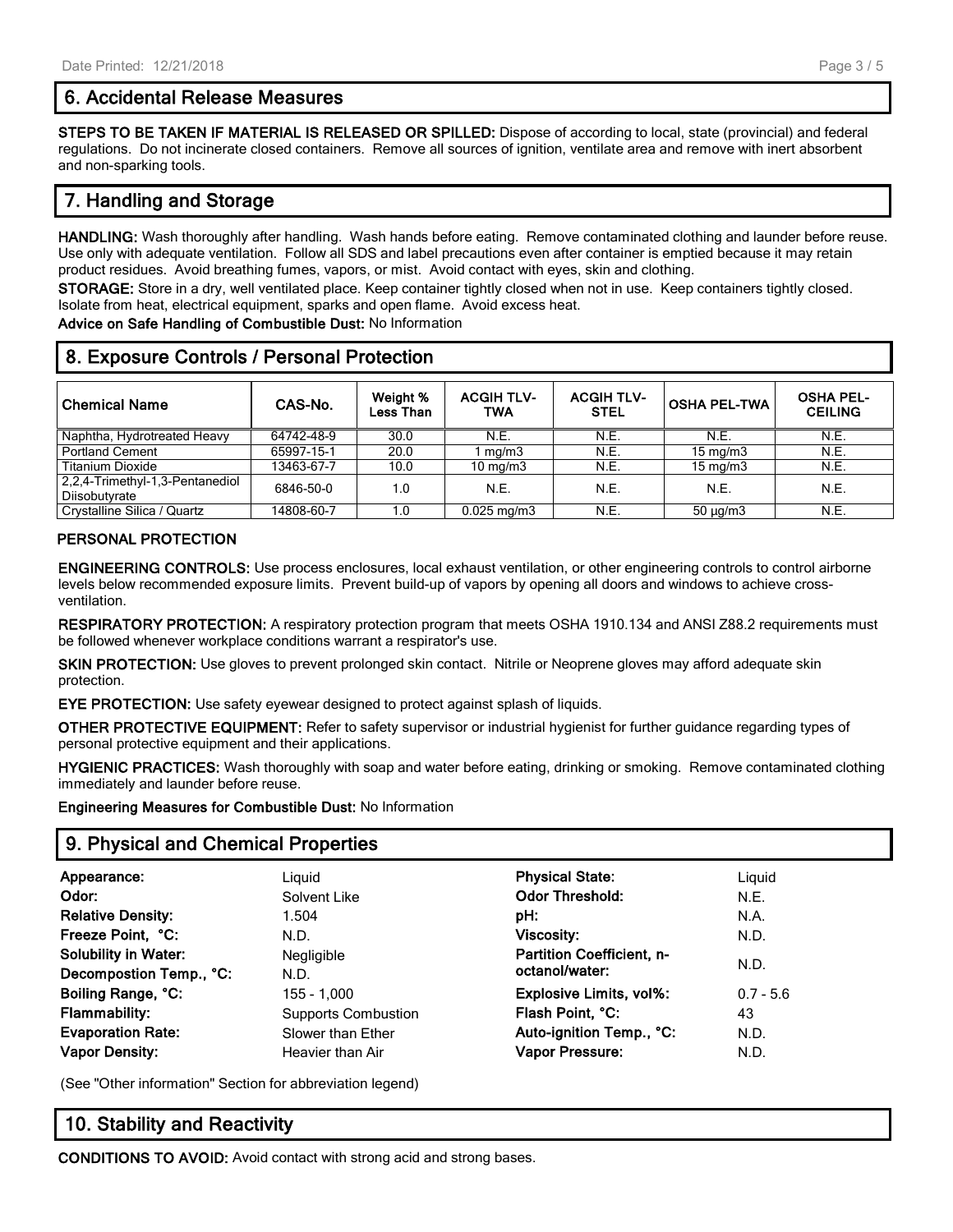## 6. Accidental Release Measures

**STEPS TO BE TAKEN IF MATERIAL IS RELEASED OR SPILLED:** Dispose of according to local, state (provincial) and federal regulations. Do not incinerate closed containers. Remove all sources of ignition, ventilate area and remove with inert absorbent and non-sparking tools.

## 7. Handling and Storage

**HANDLING:** Wash thoroughly after handling. Wash hands before eating. Remove contaminated clothing and launder before reuse. Use only with adequate ventilation. Follow all SDS and label precautions even after container is emptied because it may retain product residues. Avoid breathing fumes, vapors, or mist. Avoid contact with eyes, skin and clothing.

**STORAGE:** Store in a dry, well ventilated place. Keep container tightly closed when not in use. Keep containers tightly closed. Isolate from heat, electrical equipment, sparks and open flame. Avoid excess heat.

**Advice on Safe Handling of Combustible Dust:** No Information

## 8. Exposure Controls / Personal Protection

| Chemical Name | CAS-No. | Weight % Less Than | ACGIH TLV-TWA | ACGIH TLV-STEL | OSHA PEL-TWA | OSHA PEL-CEILING |
|---|---|---|---|---|---|---|
| Naphtha, Hydrotreated Heavy | 64742-48-9 | 30.0 | N.E. | N.E. | N.E. | N.E. |
| Portland Cement | 65997-15-1 | 20.0 | 1 mg/m3 | N.E. | 15 mg/m3 | N.E. |
| Titanium Dioxide | 13463-67-7 | 10.0 | 10 mg/m3 | N.E. | 15 mg/m3 | N.E. |
| 2,2,4-Trimethyl-1,3-Pentanediol Diisobutyrate | 6846-50-0 | 1.0 | N.E. | N.E. | N.E. | N.E. |
| Crystalline Silica / Quartz | 14808-60-7 | 1.0 | 0.025 mg/m3 | N.E. | 50 µg/m3 | N.E. |

### PERSONAL PROTECTION

**ENGINEERING CONTROLS:** Use process enclosures, local exhaust ventilation, or other engineering controls to control airborne levels below recommended exposure limits. Prevent build-up of vapors by opening all doors and windows to achieve cross-ventilation.

**RESPIRATORY PROTECTION:** A respiratory protection program that meets OSHA 1910.134 and ANSI Z88.2 requirements must be followed whenever workplace conditions warrant a respirator's use.

**SKIN PROTECTION:** Use gloves to prevent prolonged skin contact. Nitrile or Neoprene gloves may afford adequate skin protection.

**EYE PROTECTION:** Use safety eyewear designed to protect against splash of liquids.

**OTHER PROTECTIVE EQUIPMENT:** Refer to safety supervisor or industrial hygienist for further guidance regarding types of personal protective equipment and their applications.

**HYGIENIC PRACTICES:** Wash thoroughly with soap and water before eating, drinking or smoking. Remove contaminated clothing immediately and launder before reuse.

**Engineering Measures for Combustible Dust:** No Information

## 9. Physical and Chemical Properties

| | | | |
|---|---|---|---|
| **Appearance:** | Liquid | **Physical State:** | Liquid |
| **Odor:** | Solvent Like | **Odor Threshold:** | N.E. |
| **Relative Density:** | 1.504 | **pH:** | N.A. |
| **Freeze Point, °C:** | N.D. | **Viscosity:** | N.D. |
| **Solubility in Water:** | Negligible | **Partition Coefficient, n-octanol/water:** | N.D. |
| **Decompostion Temp., °C:** | N.D. | | |
| **Boiling Range, °C:** | 155 - 1,000 | **Explosive Limits, vol%:** | 0.7 - 5.6 |
| **Flammability:** | Supports Combustion | **Flash Point, °C:** | 43 |
| **Evaporation Rate:** | Slower than Ether | **Auto-ignition Temp., °C:** | N.D. |
| **Vapor Density:** | Heavier than Air | **Vapor Pressure:** | N.D. |

(See "Other information" Section for abbreviation legend)

## 10. Stability and Reactivity

**CONDITIONS TO AVOID:** Avoid contact with strong acid and strong bases.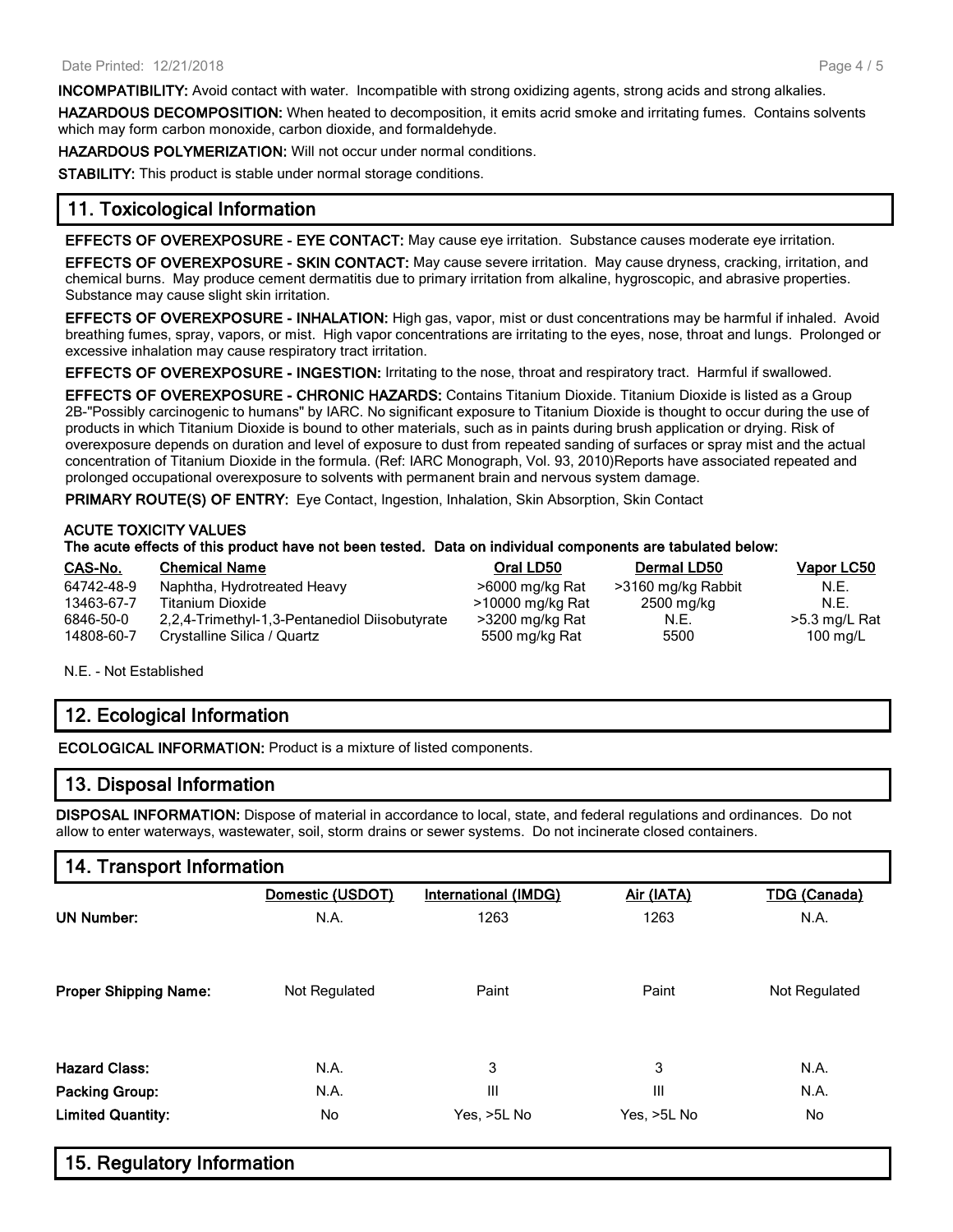**INCOMPATIBILITY:** Avoid contact with water. Incompatible with strong oxidizing agents, strong acids and strong alkalies.

**HAZARDOUS DECOMPOSITION:** When heated to decomposition, it emits acrid smoke and irritating fumes. Contains solvents which may form carbon monoxide, carbon dioxide, and formaldehyde.

**HAZARDOUS POLYMERIZATION:** Will not occur under normal conditions.

**STABILITY:** This product is stable under normal storage conditions.

## 11. Toxicological Information

**EFFECTS OF OVEREXPOSURE - EYE CONTACT:** May cause eye irritation. Substance causes moderate eye irritation.

**EFFECTS OF OVEREXPOSURE - SKIN CONTACT:** May cause severe irritation. May cause dryness, cracking, irritation, and chemical burns. May produce cement dermatitis due to primary irritation from alkaline, hygroscopic, and abrasive properties. Substance may cause slight skin irritation.

**EFFECTS OF OVEREXPOSURE - INHALATION:** High gas, vapor, mist or dust concentrations may be harmful if inhaled. Avoid breathing fumes, spray, vapors, or mist. High vapor concentrations are irritating to the eyes, nose, throat and lungs. Prolonged or excessive inhalation may cause respiratory tract irritation.

**EFFECTS OF OVEREXPOSURE - INGESTION:** Irritating to the nose, throat and respiratory tract. Harmful if swallowed.

**EFFECTS OF OVEREXPOSURE - CHRONIC HAZARDS:** Contains Titanium Dioxide. Titanium Dioxide is listed as a Group 2B-"Possibly carcinogenic to humans" by IARC. No significant exposure to Titanium Dioxide is thought to occur during the use of products in which Titanium Dioxide is bound to other materials, such as in paints during brush application or drying. Risk of overexposure depends on duration and level of exposure to dust from repeated sanding of surfaces or spray mist and the actual concentration of Titanium Dioxide in the formula. (Ref: IARC Monograph, Vol. 93, 2010)Reports have associated repeated and prolonged occupational overexposure to solvents with permanent brain and nervous system damage.

**PRIMARY ROUTE(S) OF ENTRY:** Eye Contact, Ingestion, Inhalation, Skin Absorption, Skin Contact

**ACUTE TOXICITY VALUES**
**The acute effects of this product have not been tested. Data on individual components are tabulated below:**

| CAS-No. | Chemical Name | Oral LD50 | Dermal LD50 | Vapor LC50 |
|---|---|---|---|---|
| 64742-48-9 | Naphtha, Hydrotreated Heavy | >6000 mg/kg Rat | >3160 mg/kg Rabbit | N.E. |
| 13463-67-7 | Titanium Dioxide | >10000 mg/kg Rat | 2500 mg/kg | N.E. |
| 6846-50-0 | 2,2,4-Trimethyl-1,3-Pentanediol Diisobutyrate | >3200 mg/kg Rat | N.E. | >5.3 mg/L Rat |
| 14808-60-7 | Crystalline Silica / Quartz | 5500 mg/kg Rat | 5500 | 100 mg/L |

N.E. - Not Established

## 12. Ecological Information

**ECOLOGICAL INFORMATION:** Product is a mixture of listed components.

## 13. Disposal Information

**DISPOSAL INFORMATION:** Dispose of material in accordance to local, state, and federal regulations and ordinances. Do not allow to enter waterways, wastewater, soil, storm drains or sewer systems. Do not incinerate closed containers.

## 14. Transport Information

| | Domestic (USDOT) | International (IMDG) | Air (IATA) | TDG (Canada) |
|---|---|---|---|---|
| **UN Number:** | N.A. | 1263 | 1263 | N.A. |
| **Proper Shipping Name:** | Not Regulated | Paint | Paint | Not Regulated |
| **Hazard Class:** | N.A. | 3 | 3 | N.A. |
| **Packing Group:** | N.A. | III | III | N.A. |
| **Limited Quantity:** | No | Yes, >5L No | Yes, >5L No | No |

## 15. Regulatory Information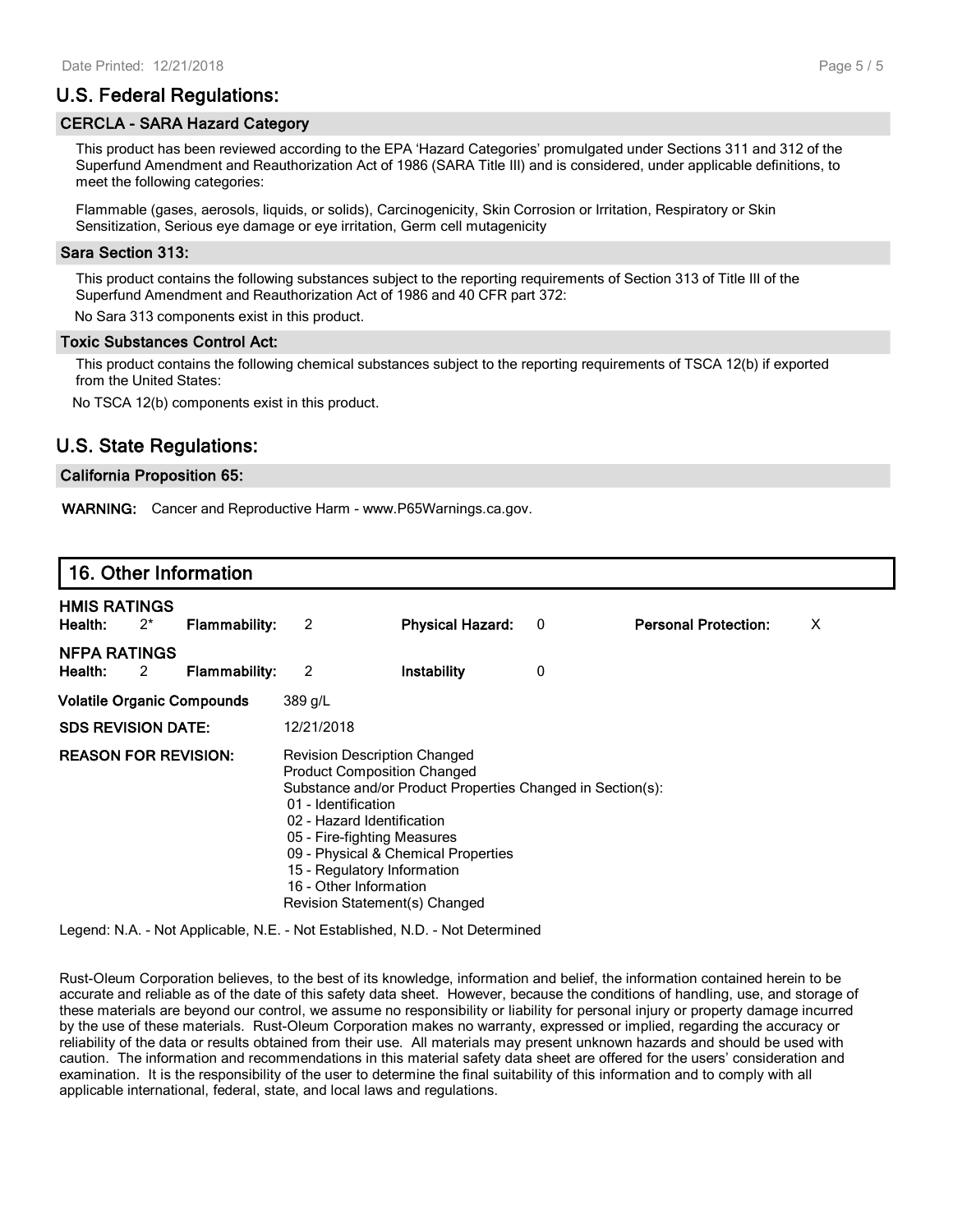## U.S. Federal Regulations:

### CERCLA - SARA Hazard Category

This product has been reviewed according to the EPA 'Hazard Categories' promulgated under Sections 311 and 312 of the Superfund Amendment and Reauthorization Act of 1986 (SARA Title III) and is considered, under applicable definitions, to meet the following categories:

Flammable (gases, aerosols, liquids, or solids), Carcinogenicity, Skin Corrosion or Irritation, Respiratory or Skin Sensitization, Serious eye damage or eye irritation, Germ cell mutagenicity

### Sara Section 313:

This product contains the following substances subject to the reporting requirements of Section 313 of Title III of the Superfund Amendment and Reauthorization Act of 1986 and 40 CFR part 372:

No Sara 313 components exist in this product.

### Toxic Substances Control Act:

This product contains the following chemical substances subject to the reporting requirements of TSCA 12(b) if exported from the United States:

No TSCA 12(b) components exist in this product.

## U.S. State Regulations:

### California Proposition 65:

**WARNING:** Cancer and Reproductive Harm - www.P65Warnings.ca.gov.

# 16. Other Information

**HMIS RATINGS**

| | | | | | | | |
|---|---|---|---|---|---|---|---|
| **Health:** | 2* | **Flammability:** | 2 | **Physical Hazard:** | 0 | **Personal Protection:** | X |

**NFPA RATINGS**

| | | | | | |
|---|---|---|---|---|---|
| **Health:** | 2 | **Flammability:** | 2 | **Instability** | 0 |

**Volatile Organic Compounds** 389 g/L

**SDS REVISION DATE:** 12/21/2018

**REASON FOR REVISION:**
Revision Description Changed
Product Composition Changed
Substance and/or Product Properties Changed in Section(s):
01 - Identification
02 - Hazard Identification
05 - Fire-fighting Measures
09 - Physical & Chemical Properties
15 - Regulatory Information
16 - Other Information
Revision Statement(s) Changed

Legend: N.A. - Not Applicable, N.E. - Not Established, N.D. - Not Determined

Rust-Oleum Corporation believes, to the best of its knowledge, information and belief, the information contained herein to be accurate and reliable as of the date of this safety data sheet. However, because the conditions of handling, use, and storage of these materials are beyond our control, we assume no responsibility or liability for personal injury or property damage incurred by the use of these materials. Rust-Oleum Corporation makes no warranty, expressed or implied, regarding the accuracy or reliability of the data or results obtained from their use. All materials may present unknown hazards and should be used with caution. The information and recommendations in this material safety data sheet are offered for the users' consideration and examination. It is the responsibility of the user to determine the final suitability of this information and to comply with all applicable international, federal, state, and local laws and regulations.